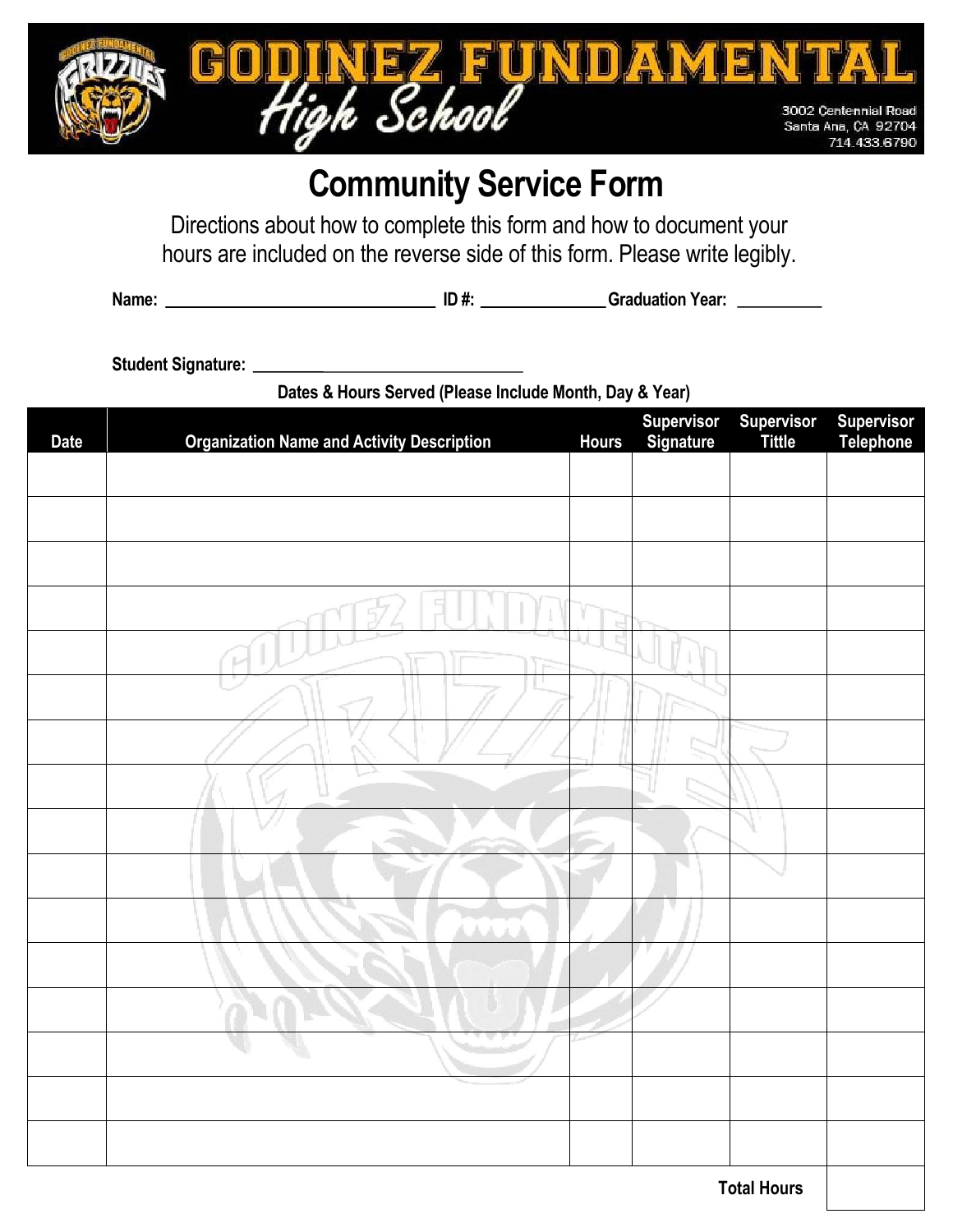# GODINEZ FUNDAMENTAL High School

3002 Centennial Road
Santa Ana, CA 92704
714.433.6790

## Community Service Form

Directions about how to complete this form and how to document your hours are included on the reverse side of this form. Please write legibly.

**Name:** ______________________________ **ID #:** ______________ **Graduation Year:** __________

**Student Signature:** ______________________________

**Dates & Hours Served (Please Include Month, Day & Year)**

| Date | Organization Name and Activity Description | Hours | Supervisor Signature | Supervisor Tittle | Supervisor Telephone |
|---|---|---|---|---|---|
| | | | | | |
| | | | | | |
| | | | | | |
| | | | | | |
| | | | | | |
| | | | | | |
| | | | | | |
| | | | | | |
| | | | | | |
| | | | | | |
| | | | | | |
| | | | | | |
| | | | | | |
| | | | | | |
| | | | | | |
| | | | | | |
| | | | | **Total Hours** | |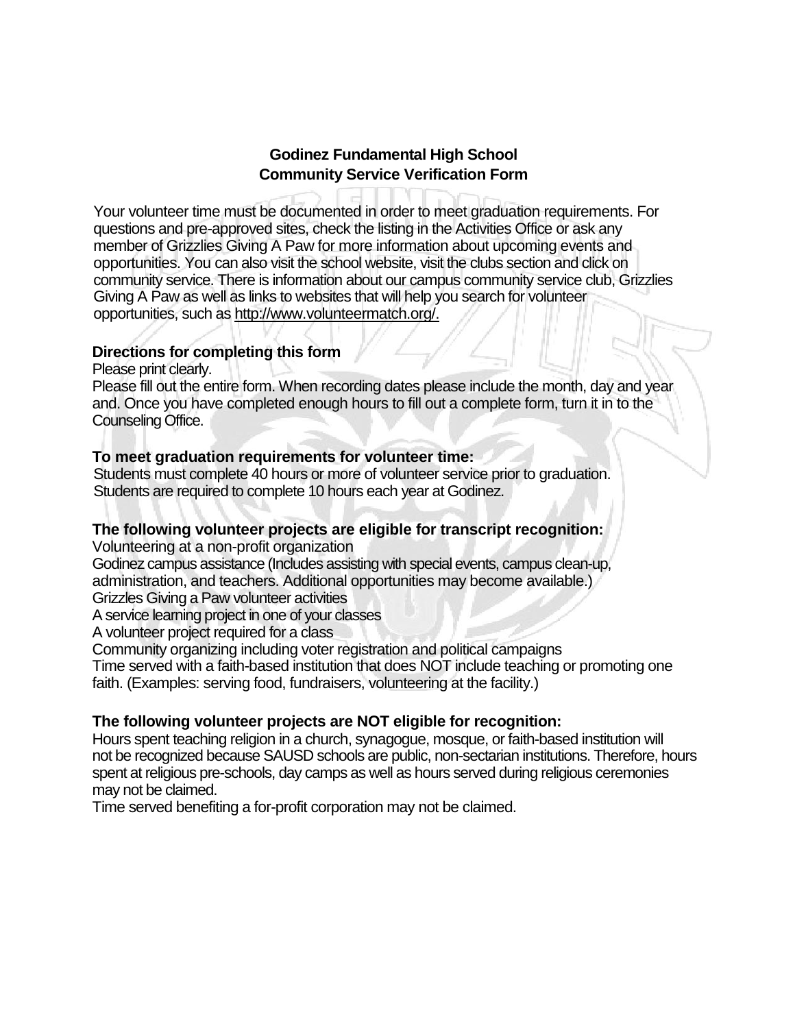**Godinez Fundamental High School**
**Community Service Verification Form**

Your volunteer time must be documented in order to meet graduation requirements. For questions and pre-approved sites, check the listing in the Activities Office or ask any member of Grizzlies Giving A Paw for more information about upcoming events and opportunities. You can also visit the school website, visit the clubs section and click on community service. There is information about our campus community service club, Grizzlies Giving A Paw as well as links to websites that will help you search for volunteer opportunities, such as http://www.volunteermatch.org/.

**Directions for completing this form**

Please print clearly.

Please fill out the entire form. When recording dates please include the month, day and year and. Once you have completed enough hours to fill out a complete form, turn it in to the Counseling Office.

**To meet graduation requirements for volunteer time:**

Students must complete 40 hours or more of volunteer service prior to graduation.
Students are required to complete 10 hours each year at Godinez.

**The following volunteer projects are eligible for transcript recognition:**

Volunteering at a non-profit organization

Godinez campus assistance (Includes assisting with special events, campus clean-up, administration, and teachers. Additional opportunities may become available.)

Grizzles Giving a Paw volunteer activities

A service learning project in one of your classes

A volunteer project required for a class

Community organizing including voter registration and political campaigns

Time served with a faith-based institution that does NOT include teaching or promoting one faith. (Examples: serving food, fundraisers, volunteering at the facility.)

**The following volunteer projects are NOT eligible for recognition:**

Hours spent teaching religion in a church, synagogue, mosque, or faith-based institution will not be recognized because SAUSD schools are public, non-sectarian institutions. Therefore, hours spent at religious pre-schools, day camps as well as hours served during religious ceremonies may not be claimed.

Time served benefiting a for-profit corporation may not be claimed.